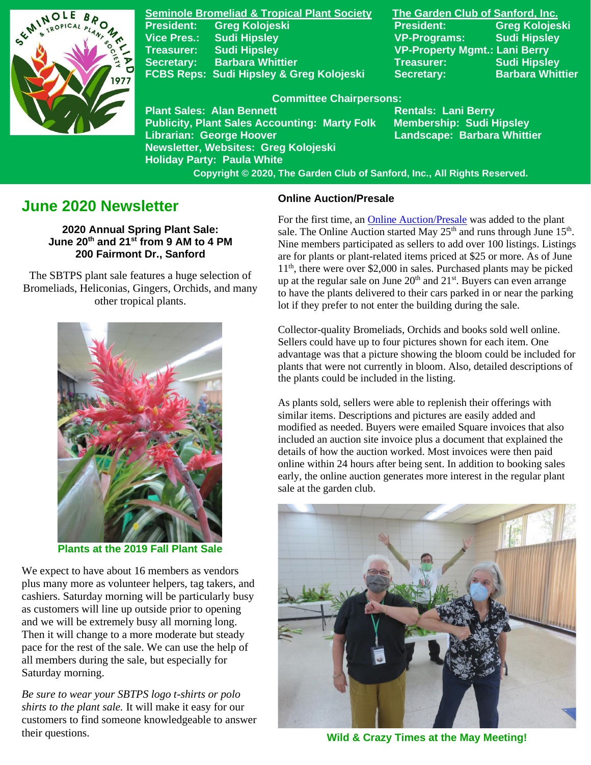**Seminole Bromeliad & Tropical Plant Society**
President: Greg Kolojeski
Vice Pres.: Sudi Hipsley
Treasurer: Sudi Hipsley
Secretary: Barbara Whittier
FCBS Reps: Sudi Hipsley & Greg Kolojeski

**The Garden Club of Sanford, Inc.**
President: Greg Kolojeski
VP-Programs: Sudi Hipsley
VP-Property Mgmt.: Lani Berry
Treasurer: Sudi Hipsley
Secretary: Barbara Whittier

**Committee Chairpersons:**
Plant Sales: Alan Bennett
Publicity, Plant Sales Accounting: Marty Folk
Librarian: George Hoover
Newsletter, Websites: Greg Kolojeski
Holiday Party: Paula White
Rentals: Lani Berry
Membership: Sudi Hipsley
Landscape: Barbara Whittier

Copyright © 2020, The Garden Club of Sanford, Inc., All Rights Reserved.

# June 2020 Newsletter

**2020 Annual Spring Plant Sale:**
**June 20th and 21st from 9 AM to 4 PM**
**200 Fairmont Dr., Sanford**

The SBTPS plant sale features a huge selection of Bromeliads, Heliconias, Gingers, Orchids, and many other tropical plants.

Plants at the 2019 Fall Plant Sale

We expect to have about 16 members as vendors plus many more as volunteer helpers, tag takers, and cashiers. Saturday morning will be particularly busy as customers will line up outside prior to opening and we will be extremely busy all morning long. Then it will change to a more moderate but steady pace for the rest of the sale. We can use the help of all members during the sale, but especially for Saturday morning.

*Be sure to wear your SBTPS logo t-shirts or polo shirts to the plant sale.* It will make it easy for our customers to find someone knowledgeable to answer their questions.

## Online Auction/Presale

For the first time, an Online Auction/Presale was added to the plant sale. The Online Auction started May 25th and runs through June 15th. Nine members participated as sellers to add over 100 listings. Listings are for plants or plant-related items priced at $25 or more. As of June 11th, there were over $2,000 in sales. Purchased plants may be picked up at the regular sale on June 20th and 21st. Buyers can even arrange to have the plants delivered to their cars parked in or near the parking lot if they prefer to not enter the building during the sale.

Collector-quality Bromeliads, Orchids and books sold well online. Sellers could have up to four pictures shown for each item. One advantage was that a picture showing the bloom could be included for plants that were not currently in bloom. Also, detailed descriptions of the plants could be included in the listing.

As plants sold, sellers were able to replenish their offerings with similar items. Descriptions and pictures are easily added and modified as needed. Buyers were emailed Square invoices that also included an auction site invoice plus a document that explained the details of how the auction worked. Most invoices were then paid online within 24 hours after being sent. In addition to booking sales early, the online auction generates more interest in the regular plant sale at the garden club.

Wild & Crazy Times at the May Meeting!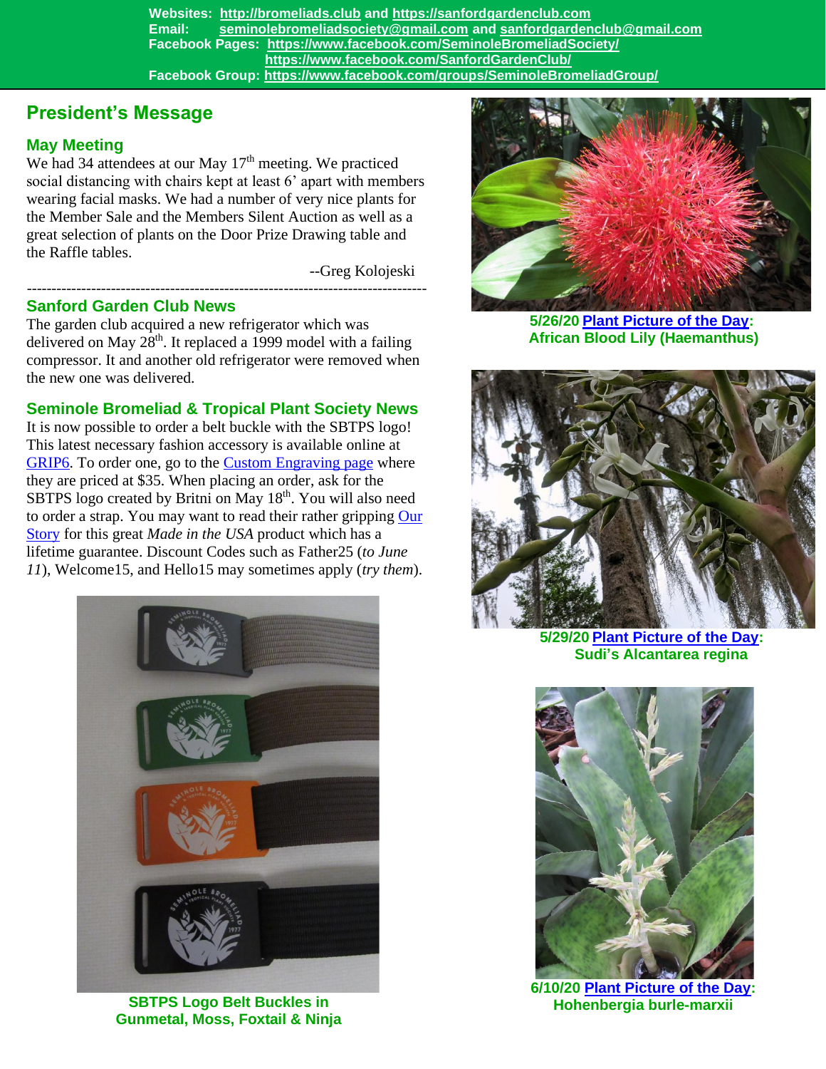**Websites:** **http://bromeliads.club** **and** **https://sanfordgardenclub.com**
**Email:** **seminolebromeliadsociety@gmail.com** **and** **sanfordgardenclub@gmail.com**
**Facebook Pages:** **https://www.facebook.com/SeminoleBromeliadSociety/**
**https://www.facebook.com/SanfordGardenClub/**
**Facebook Group:** **https://www.facebook.com/groups/SeminoleBromeliadGroup/**

## President's Message

### May Meeting

We had 34 attendees at our May 17th meeting. We practiced social distancing with chairs kept at least 6' apart with members wearing facial masks. We had a number of very nice plants for the Member Sale and the Members Silent Auction as well as a great selection of plants on the Door Prize Drawing table and the Raffle tables.

--Greg Kolojeski

---

### Sanford Garden Club News

The garden club acquired a new refrigerator which was delivered on May 28th. It replaced a 1999 model with a failing compressor. It and another old refrigerator were removed when the new one was delivered.

### Seminole Bromeliad & Tropical Plant Society News

It is now possible to order a belt buckle with the SBTPS logo! This latest necessary fashion accessory is available online at GRIP6. To order one, go to the Custom Engraving page where they are priced at $35. When placing an order, ask for the SBTPS logo created by Britni on May 18th. You will also need to order a strap. You may want to read their rather gripping Our Story for this great *Made in the USA* product which has a lifetime guarantee. Discount Codes such as Father25 (*to June 11*), Welcome15, and Hello15 may sometimes apply (*try them*).

**SBTPS Logo Belt Buckles in Gunmetal, Moss, Foxtail & Ninja**

**5/26/20 Plant Picture of the Day: African Blood Lily (Haemanthus)**

**5/29/20 Plant Picture of the Day: Sudi's Alcantarea regina**

**6/10/20 Plant Picture of the Day: Hohenbergia burle-marxii**